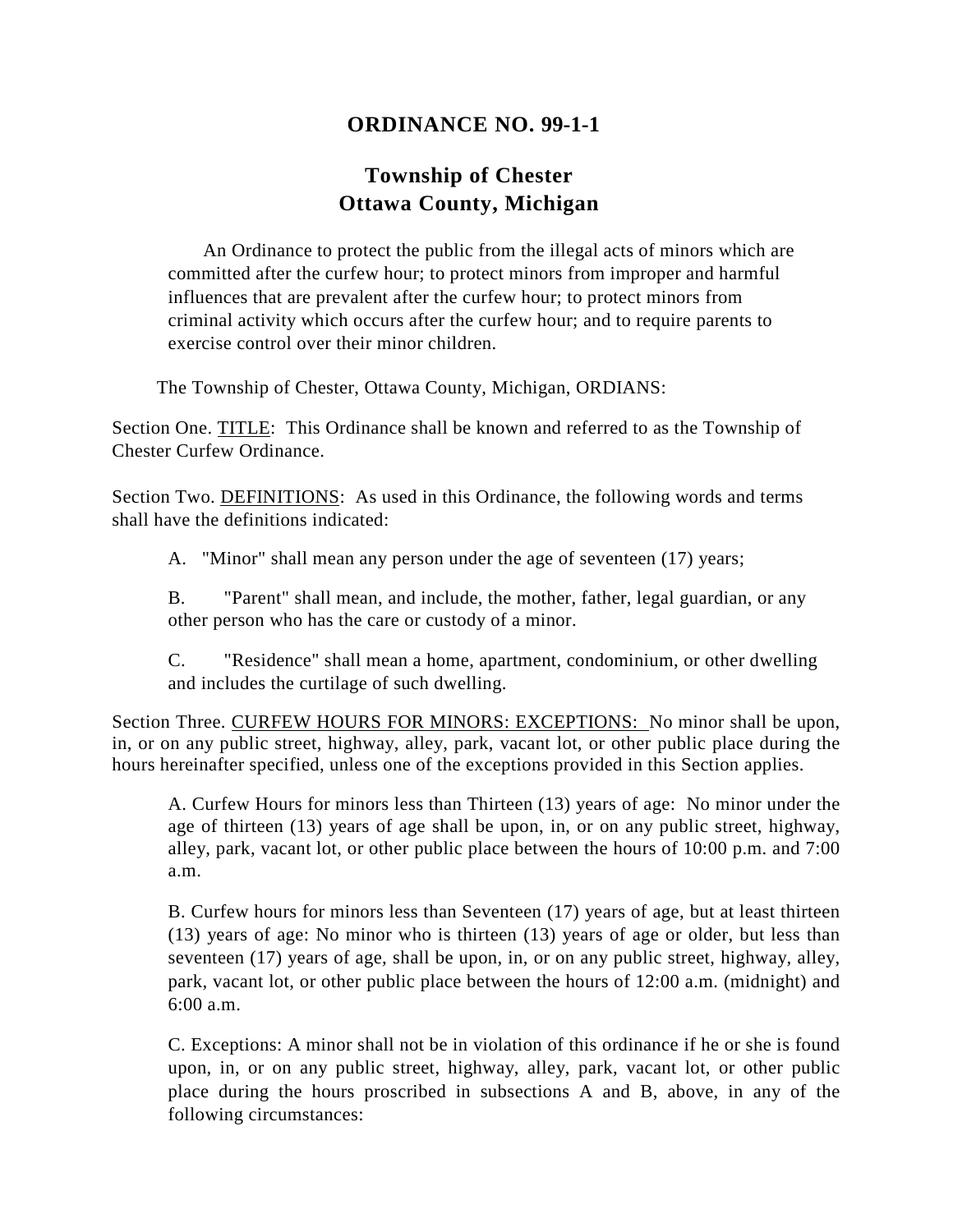# ORDINANCE NO. 99-1-1

## Township of Chester
## Ottawa County, Michigan

An Ordinance to protect the public from the illegal acts of minors which are committed after the curfew hour; to protect minors from improper and harmful influences that are prevalent after the curfew hour; to protect minors from criminal activity which occurs after the curfew hour; and to require parents to exercise control over their minor children.

The Township of Chester, Ottawa County, Michigan, ORDIANS:

Section One. TITLE: This Ordinance shall be known and referred to as the Township of Chester Curfew Ordinance.

Section Two. DEFINITIONS: As used in this Ordinance, the following words and terms shall have the definitions indicated:

A. "Minor" shall mean any person under the age of seventeen (17) years;

B. "Parent" shall mean, and include, the mother, father, legal guardian, or any other person who has the care or custody of a minor.

C. "Residence" shall mean a home, apartment, condominium, or other dwelling and includes the curtilage of such dwelling.

Section Three. CURFEW HOURS FOR MINORS: EXCEPTIONS: No minor shall be upon, in, or on any public street, highway, alley, park, vacant lot, or other public place during the hours hereinafter specified, unless one of the exceptions provided in this Section applies.

A. Curfew Hours for minors less than Thirteen (13) years of age: No minor under the age of thirteen (13) years of age shall be upon, in, or on any public street, highway, alley, park, vacant lot, or other public place between the hours of 10:00 p.m. and 7:00 a.m.

B. Curfew hours for minors less than Seventeen (17) years of age, but at least thirteen (13) years of age: No minor who is thirteen (13) years of age or older, but less than seventeen (17) years of age, shall be upon, in, or on any public street, highway, alley, park, vacant lot, or other public place between the hours of 12:00 a.m. (midnight) and 6:00 a.m.

C. Exceptions: A minor shall not be in violation of this ordinance if he or she is found upon, in, or on any public street, highway, alley, park, vacant lot, or other public place during the hours proscribed in subsections A and B, above, in any of the following circumstances: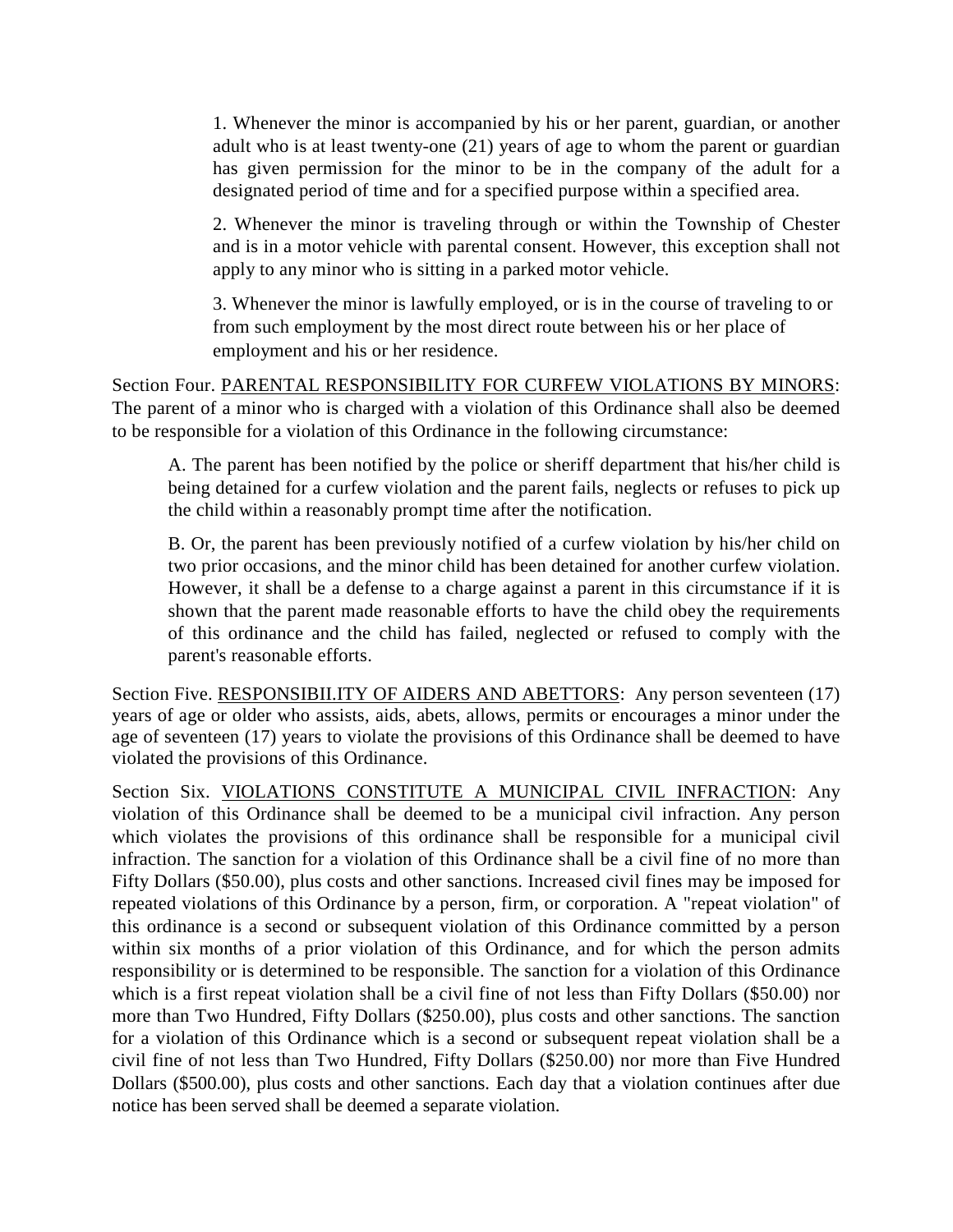1. Whenever the minor is accompanied by his or her parent, guardian, or another adult who is at least twenty-one (21) years of age to whom the parent or guardian has given permission for the minor to be in the company of the adult for a designated period of time and for a specified purpose within a specified area.

2. Whenever the minor is traveling through or within the Township of Chester and is in a motor vehicle with parental consent. However, this exception shall not apply to any minor who is sitting in a parked motor vehicle.

3. Whenever the minor is lawfully employed, or is in the course of traveling to or from such employment by the most direct route between his or her place of employment and his or her residence.

Section Four. PARENTAL RESPONSIBILITY FOR CURFEW VIOLATIONS BY MINORS: The parent of a minor who is charged with a violation of this Ordinance shall also be deemed to be responsible for a violation of this Ordinance in the following circumstance:

A. The parent has been notified by the police or sheriff department that his/her child is being detained for a curfew violation and the parent fails, neglects or refuses to pick up the child within a reasonably prompt time after the notification.

B. Or, the parent has been previously notified of a curfew violation by his/her child on two prior occasions, and the minor child has been detained for another curfew violation. However, it shall be a defense to a charge against a parent in this circumstance if it is shown that the parent made reasonable efforts to have the child obey the requirements of this ordinance and the child has failed, neglected or refused to comply with the parent's reasonable efforts.

Section Five. RESPONSIBII.ITY OF AIDERS AND ABETTORS: Any person seventeen (17) years of age or older who assists, aids, abets, allows, permits or encourages a minor under the age of seventeen (17) years to violate the provisions of this Ordinance shall be deemed to have violated the provisions of this Ordinance.

Section Six. VIOLATIONS CONSTITUTE A MUNICIPAL CIVIL INFRACTION: Any violation of this Ordinance shall be deemed to be a municipal civil infraction. Any person which violates the provisions of this ordinance shall be responsible for a municipal civil infraction. The sanction for a violation of this Ordinance shall be a civil fine of no more than Fifty Dollars ($50.00), plus costs and other sanctions. Increased civil fines may be imposed for repeated violations of this Ordinance by a person, firm, or corporation. A "repeat violation" of this ordinance is a second or subsequent violation of this Ordinance committed by a person within six months of a prior violation of this Ordinance, and for which the person admits responsibility or is determined to be responsible. The sanction for a violation of this Ordinance which is a first repeat violation shall be a civil fine of not less than Fifty Dollars ($50.00) nor more than Two Hundred, Fifty Dollars ($250.00), plus costs and other sanctions. The sanction for a violation of this Ordinance which is a second or subsequent repeat violation shall be a civil fine of not less than Two Hundred, Fifty Dollars ($250.00) nor more than Five Hundred Dollars ($500.00), plus costs and other sanctions. Each day that a violation continues after due notice has been served shall be deemed a separate violation.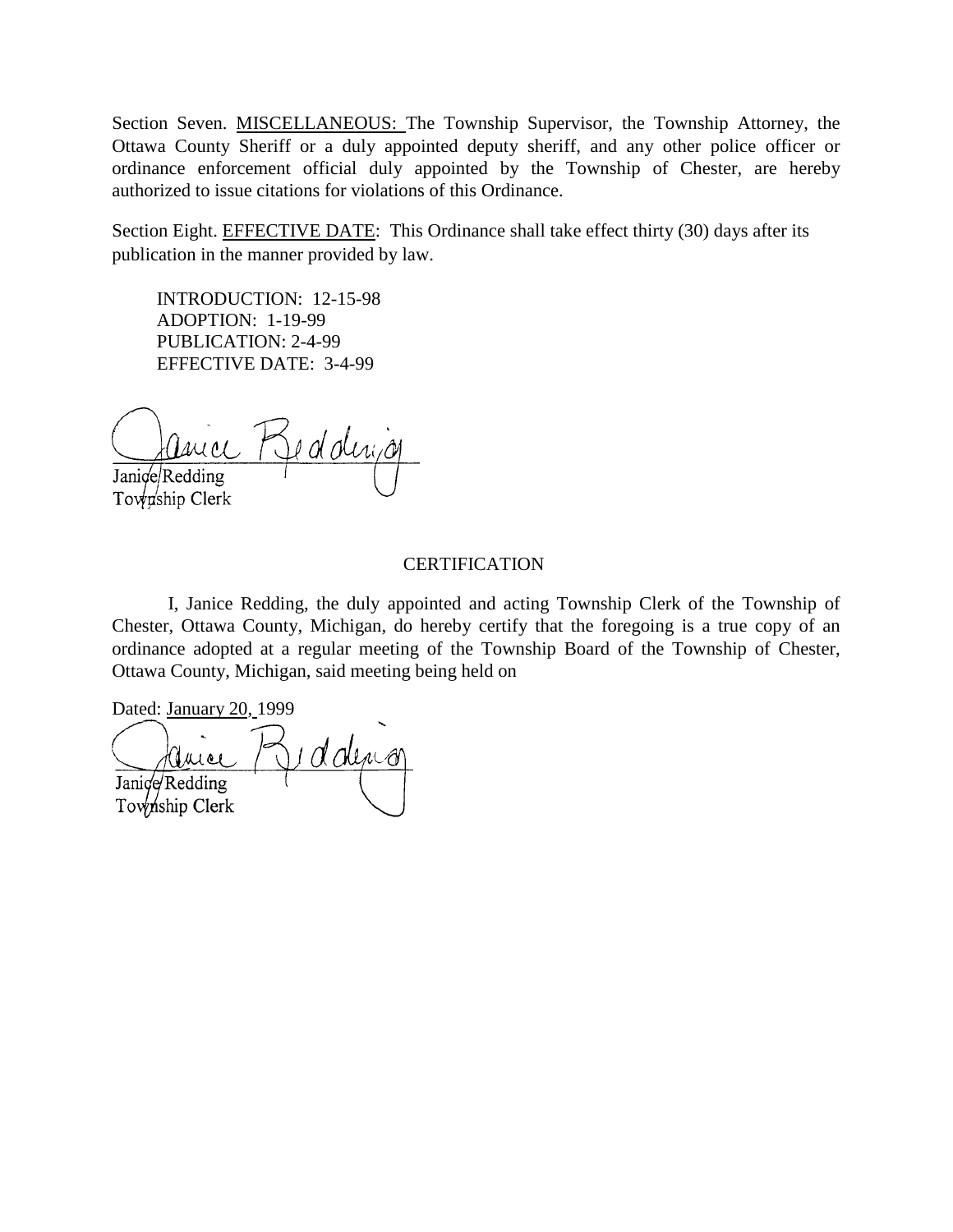Section Seven. MISCELLANEOUS: The Township Supervisor, the Township Attorney, the Ottawa County Sheriff or a duly appointed deputy sheriff, and any other police officer or ordinance enforcement official duly appointed by the Township of Chester, are hereby authorized to issue citations for violations of this Ordinance.

Section Eight. EFFECTIVE DATE: This Ordinance shall take effect thirty (30) days after its publication in the manner provided by law.

INTRODUCTION: 12-15-98
ADOPTION: 1-19-99
PUBLICATION: 2-4-99
EFFECTIVE DATE: 3-4-99

Janice Redding
Township Clerk

## CERTIFICATION

I, Janice Redding, the duly appointed and acting Township Clerk of the Township of Chester, Ottawa County, Michigan, do hereby certify that the foregoing is a true copy of an ordinance adopted at a regular meeting of the Township Board of the Township of Chester, Ottawa County, Michigan, said meeting being held on

Dated: January 20, 1999

Janice Redding
Township Clerk